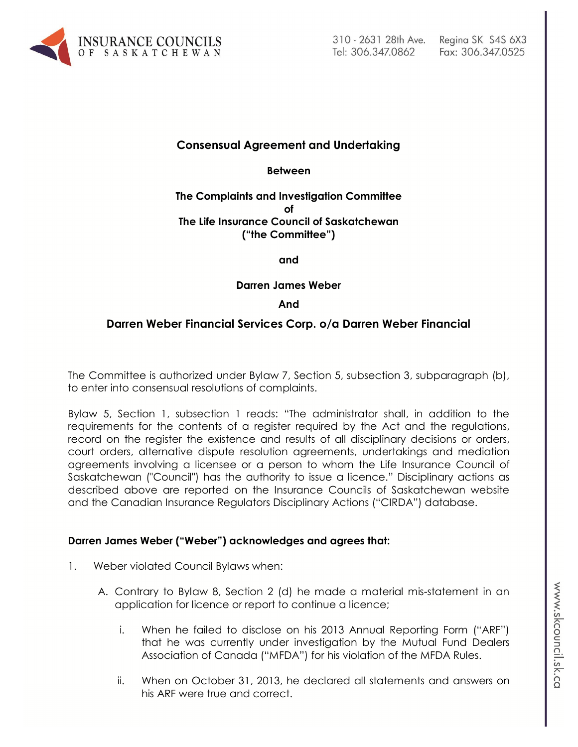**Consensual Agreement and Undertaking**

**Between**

**The Complaints and Investigation Committee**
**of**
**The Life Insurance Council of Saskatchewan**
**("the Committee")**

**and**

**Darren James Weber**

**And**

**Darren Weber Financial Services Corp. o/a Darren Weber Financial**

The Committee is authorized under Bylaw 7, Section 5, subsection 3, subparagraph (b), to enter into consensual resolutions of complaints.

Bylaw 5, Section 1, subsection 1 reads: "The administrator shall, in addition to the requirements for the contents of a register required by the Act and the regulations, record on the register the existence and results of all disciplinary decisions or orders, court orders, alternative dispute resolution agreements, undertakings and mediation agreements involving a licensee or a person to whom the Life Insurance Council of Saskatchewan ("Council") has the authority to issue a licence." Disciplinary actions as described above are reported on the Insurance Councils of Saskatchewan website and the Canadian Insurance Regulators Disciplinary Actions ("CIRDA") database.

**Darren James Weber ("Weber") acknowledges and agrees that:**

1. Weber violated Council Bylaws when:

   A. Contrary to Bylaw 8, Section 2 (d) he made a material mis-statement in an application for licence or report to continue a licence;

      i. When he failed to disclose on his 2013 Annual Reporting Form ("ARF") that he was currently under investigation by the Mutual Fund Dealers Association of Canada ("MFDA") for his violation of the MFDA Rules.

      ii. When on October 31, 2013, he declared all statements and answers on his ARF were true and correct.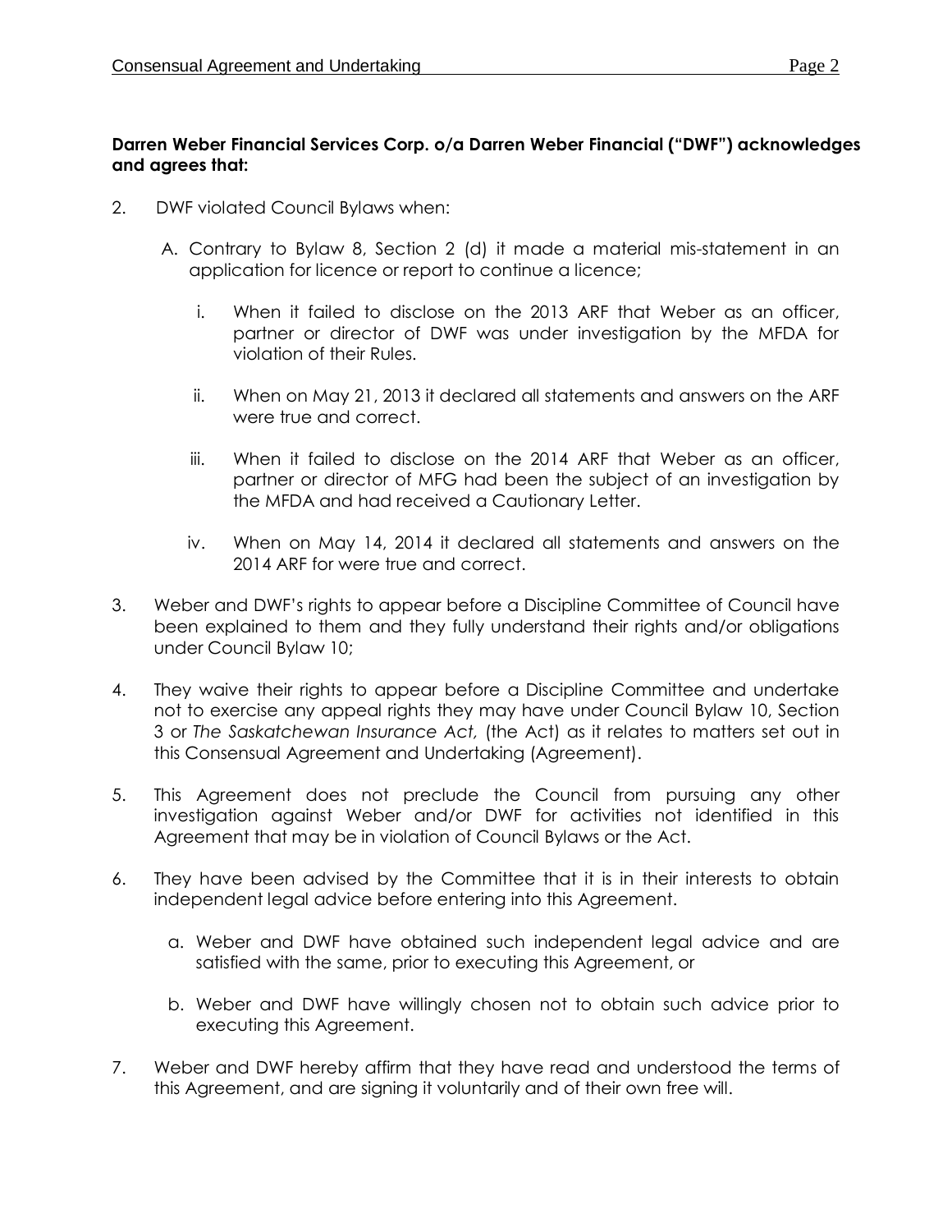**Darren Weber Financial Services Corp. o/a Darren Weber Financial ("DWF") acknowledges and agrees that:**

2. DWF violated Council Bylaws when:

   A. Contrary to Bylaw 8, Section 2 (d) it made a material mis-statement in an application for licence or report to continue a licence;

      i. When it failed to disclose on the 2013 ARF that Weber as an officer, partner or director of DWF was under investigation by the MFDA for violation of their Rules.

      ii. When on May 21, 2013 it declared all statements and answers on the ARF were true and correct.

      iii. When it failed to disclose on the 2014 ARF that Weber as an officer, partner or director of MFG had been the subject of an investigation by the MFDA and had received a Cautionary Letter.

      iv. When on May 14, 2014 it declared all statements and answers on the 2014 ARF for were true and correct.

3. Weber and DWF's rights to appear before a Discipline Committee of Council have been explained to them and they fully understand their rights and/or obligations under Council Bylaw 10;

4. They waive their rights to appear before a Discipline Committee and undertake not to exercise any appeal rights they may have under Council Bylaw 10, Section 3 or *The Saskatchewan Insurance Act,* (the Act) as it relates to matters set out in this Consensual Agreement and Undertaking (Agreement).

5. This Agreement does not preclude the Council from pursuing any other investigation against Weber and/or DWF for activities not identified in this Agreement that may be in violation of Council Bylaws or the Act.

6. They have been advised by the Committee that it is in their interests to obtain independent legal advice before entering into this Agreement.

   a. Weber and DWF have obtained such independent legal advice and are satisfied with the same, prior to executing this Agreement, or

   b. Weber and DWF have willingly chosen not to obtain such advice prior to executing this Agreement.

7. Weber and DWF hereby affirm that they have read and understood the terms of this Agreement, and are signing it voluntarily and of their own free will.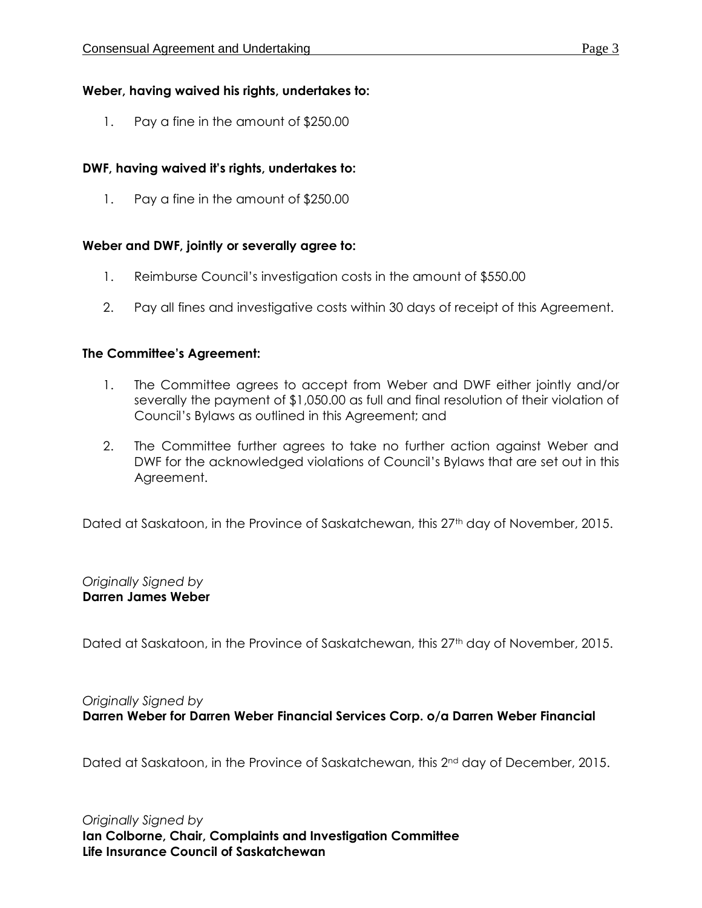**Weber, having waived his rights, undertakes to:**

1. Pay a fine in the amount of $250.00

**DWF, having waived it's rights, undertakes to:**

1. Pay a fine in the amount of $250.00

**Weber and DWF, jointly or severally agree to:**

1. Reimburse Council's investigation costs in the amount of $550.00
2. Pay all fines and investigative costs within 30 days of receipt of this Agreement.

**The Committee's Agreement:**

1. The Committee agrees to accept from Weber and DWF either jointly and/or severally the payment of $1,050.00 as full and final resolution of their violation of Council's Bylaws as outlined in this Agreement; and
2. The Committee further agrees to take no further action against Weber and DWF for the acknowledged violations of Council's Bylaws that are set out in this Agreement.

Dated at Saskatoon, in the Province of Saskatchewan, this 27th day of November, 2015.

*Originally Signed by*
**Darren James Weber**

Dated at Saskatoon, in the Province of Saskatchewan, this 27th day of November, 2015.

*Originally Signed by*
**Darren Weber for Darren Weber Financial Services Corp. o/a Darren Weber Financial**

Dated at Saskatoon, in the Province of Saskatchewan, this 2nd day of December, 2015.

*Originally Signed by*
**Ian Colborne, Chair, Complaints and Investigation Committee**
**Life Insurance Council of Saskatchewan**